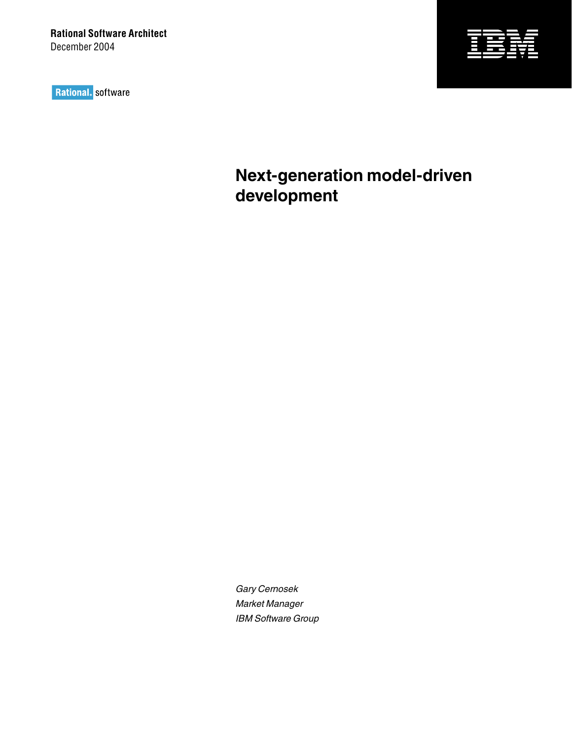**Rational Software Architect**
December 2004

Rational. software

# Next-generation model-driven development

*Gary Cernosek*
*Market Manager*
*IBM Software Group*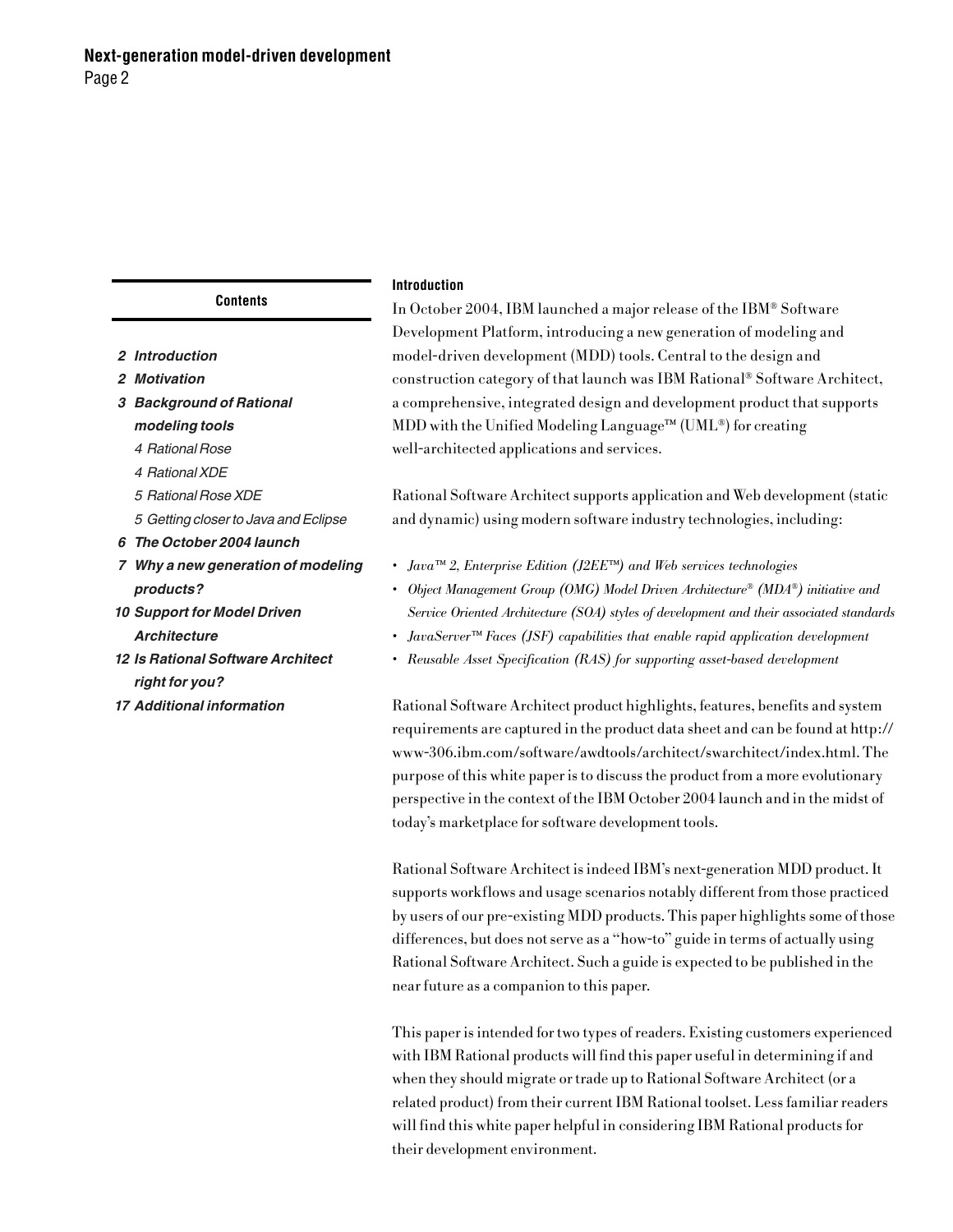## Contents

*2 Introduction*

*2 Motivation*

*3 Background of Rational modeling tools*

- *4 Rational Rose*
- *4 Rational XDE*
- *5 Rational Rose XDE*
- *5 Getting closer to Java and Eclipse*

*6 The October 2004 launch*

*7 Why a new generation of modeling products?*

*10 Support for Model Driven Architecture*

*12 Is Rational Software Architect right for you?*

*17 Additional information*

## Introduction

In October 2004, IBM launched a major release of the IBM® Software Development Platform, introducing a new generation of modeling and model-driven development (MDD) tools. Central to the design and construction category of that launch was IBM Rational® Software Architect, a comprehensive, integrated design and development product that supports MDD with the Unified Modeling Language™ (UML®) for creating well-architected applications and services.

Rational Software Architect supports application and Web development (static and dynamic) using modern software industry technologies, including:

- *Java™ 2, Enterprise Edition (J2EE™) and Web services technologies*
- *Object Management Group (OMG) Model Driven Architecture® (MDA®) initiative and Service Oriented Architecture (SOA) styles of development and their associated standards*
- *JavaServer™ Faces (JSF) capabilities that enable rapid application development*
- *Reusable Asset Specification (RAS) for supporting asset-based development*

Rational Software Architect product highlights, features, benefits and system requirements are captured in the product data sheet and can be found at http://www-306.ibm.com/software/awdtools/architect/swarchitect/index.html. The purpose of this white paper is to discuss the product from a more evolutionary perspective in the context of the IBM October 2004 launch and in the midst of today's marketplace for software development tools.

Rational Software Architect is indeed IBM's next-generation MDD product. It supports workflows and usage scenarios notably different from those practiced by users of our pre-existing MDD products. This paper highlights some of those differences, but does not serve as a "how-to" guide in terms of actually using Rational Software Architect. Such a guide is expected to be published in the near future as a companion to this paper.

This paper is intended for two types of readers. Existing customers experienced with IBM Rational products will find this paper useful in determining if and when they should migrate or trade up to Rational Software Architect (or a related product) from their current IBM Rational toolset. Less familiar readers will find this white paper helpful in considering IBM Rational products for their development environment.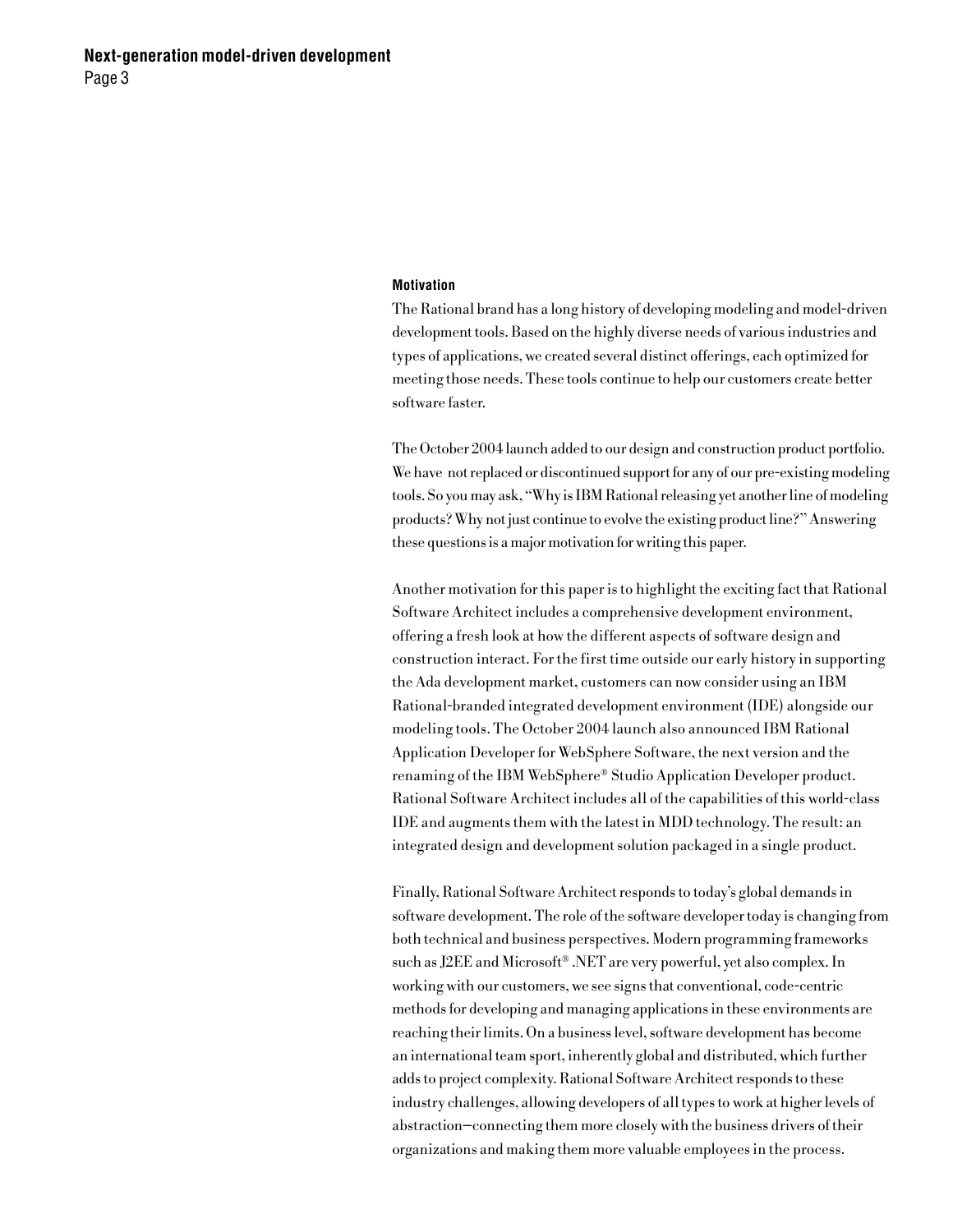### Motivation

The Rational brand has a long history of developing modeling and model-driven development tools. Based on the highly diverse needs of various industries and types of applications, we created several distinct offerings, each optimized for meeting those needs. These tools continue to help our customers create better software faster.

The October 2004 launch added to our design and construction product portfolio. We have not replaced or discontinued support for any of our pre-existing modeling tools. So you may ask, "Why is IBM Rational releasing yet another line of modeling products? Why not just continue to evolve the existing product line?" Answering these questions is a major motivation for writing this paper.

Another motivation for this paper is to highlight the exciting fact that Rational Software Architect includes a comprehensive development environment, offering a fresh look at how the different aspects of software design and construction interact. For the first time outside our early history in supporting the Ada development market, customers can now consider using an IBM Rational-branded integrated development environment (IDE) alongside our modeling tools. The October 2004 launch also announced IBM Rational Application Developer for WebSphere Software, the next version and the renaming of the IBM WebSphere® Studio Application Developer product. Rational Software Architect includes all of the capabilities of this world-class IDE and augments them with the latest in MDD technology. The result: an integrated design and development solution packaged in a single product.

Finally, Rational Software Architect responds to today's global demands in software development. The role of the software developer today is changing from both technical and business perspectives. Modern programming frameworks such as J2EE and Microsoft® .NET are very powerful, yet also complex. In working with our customers, we see signs that conventional, code-centric methods for developing and managing applications in these environments are reaching their limits. On a business level, software development has become an international team sport, inherently global and distributed, which further adds to project complexity. Rational Software Architect responds to these industry challenges, allowing developers of all types to work at higher levels of abstraction—connecting them more closely with the business drivers of their organizations and making them more valuable employees in the process.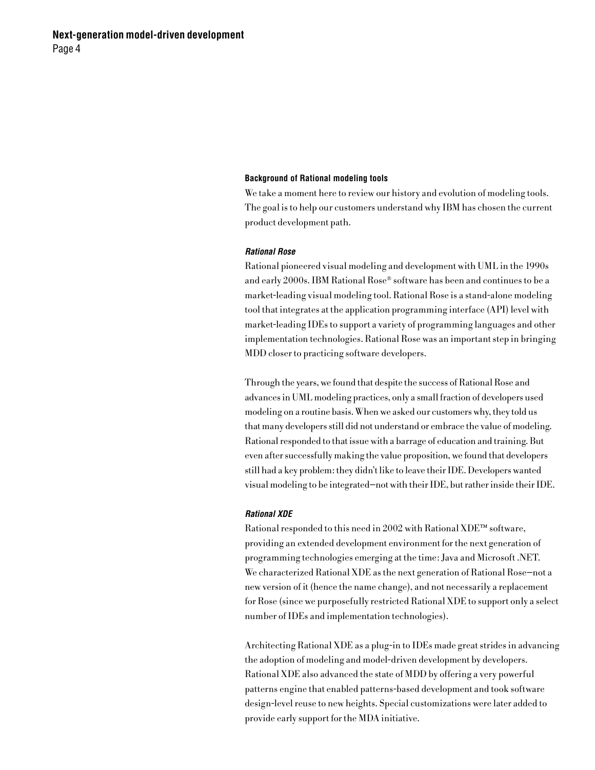## Background of Rational modeling tools

We take a moment here to review our history and evolution of modeling tools. The goal is to help our customers understand why IBM has chosen the current product development path.

### *Rational Rose*

Rational pioneered visual modeling and development with UML in the 1990s and early 2000s. IBM Rational Rose® software has been and continues to be a market-leading visual modeling tool. Rational Rose is a stand-alone modeling tool that integrates at the application programming interface (API) level with market-leading IDEs to support a variety of programming languages and other implementation technologies. Rational Rose was an important step in bringing MDD closer to practicing software developers.

Through the years, we found that despite the success of Rational Rose and advances in UML modeling practices, only a small fraction of developers used modeling on a routine basis. When we asked our customers why, they told us that many developers still did not understand or embrace the value of modeling. Rational responded to that issue with a barrage of education and training. But even after successfully making the value proposition, we found that developers still had a key problem: they didn't like to leave their IDE. Developers wanted visual modeling to be integrated—not with their IDE, but rather inside their IDE.

### *Rational XDE*

Rational responded to this need in 2002 with Rational XDE™ software, providing an extended development environment for the next generation of programming technologies emerging at the time: Java and Microsoft .NET. We characterized Rational XDE as the next generation of Rational Rose—not a new version of it (hence the name change), and not necessarily a replacement for Rose (since we purposefully restricted Rational XDE to support only a select number of IDEs and implementation technologies).

Architecting Rational XDE as a plug-in to IDEs made great strides in advancing the adoption of modeling and model-driven development by developers. Rational XDE also advanced the state of MDD by offering a very powerful patterns engine that enabled patterns-based development and took software design-level reuse to new heights. Special customizations were later added to provide early support for the MDA initiative.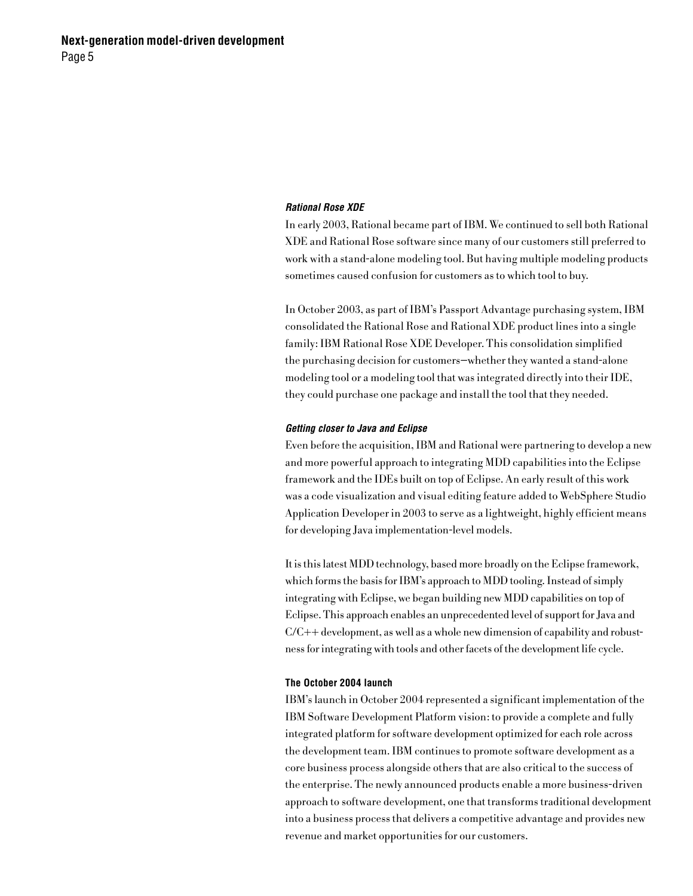### *Rational Rose XDE*

In early 2003, Rational became part of IBM. We continued to sell both Rational XDE and Rational Rose software since many of our customers still preferred to work with a stand-alone modeling tool. But having multiple modeling products sometimes caused confusion for customers as to which tool to buy.

In October 2003, as part of IBM's Passport Advantage purchasing system, IBM consolidated the Rational Rose and Rational XDE product lines into a single family: IBM Rational Rose XDE Developer. This consolidation simplified the purchasing decision for customers—whether they wanted a stand-alone modeling tool or a modeling tool that was integrated directly into their IDE, they could purchase one package and install the tool that they needed.

### *Getting closer to Java and Eclipse*

Even before the acquisition, IBM and Rational were partnering to develop a new and more powerful approach to integrating MDD capabilities into the Eclipse framework and the IDEs built on top of Eclipse. An early result of this work was a code visualization and visual editing feature added to WebSphere Studio Application Developer in 2003 to serve as a lightweight, highly efficient means for developing Java implementation-level models.

It is this latest MDD technology, based more broadly on the Eclipse framework, which forms the basis for IBM's approach to MDD tooling. Instead of simply integrating with Eclipse, we began building new MDD capabilities on top of Eclipse. This approach enables an unprecedented level of support for Java and C/C++ development, as well as a whole new dimension of capability and robustness for integrating with tools and other facets of the development life cycle.

## The October 2004 launch

IBM's launch in October 2004 represented a significant implementation of the IBM Software Development Platform vision: to provide a complete and fully integrated platform for software development optimized for each role across the development team. IBM continues to promote software development as a core business process alongside others that are also critical to the success of the enterprise. The newly announced products enable a more business-driven approach to software development, one that transforms traditional development into a business process that delivers a competitive advantage and provides new revenue and market opportunities for our customers.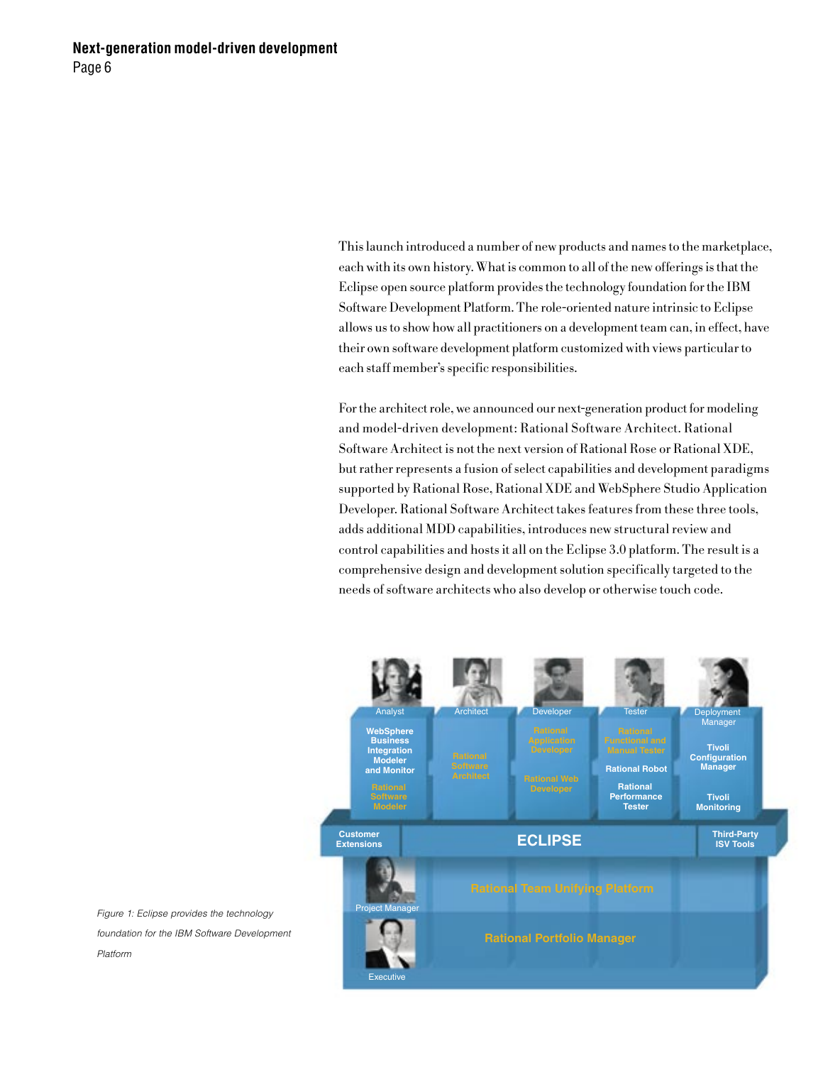This launch introduced a number of new products and names to the marketplace, each with its own history. What is common to all of the new offerings is that the Eclipse open source platform provides the technology foundation for the IBM Software Development Platform. The role-oriented nature intrinsic to Eclipse allows us to show how all practitioners on a development team can, in effect, have their own software development platform customized with views particular to each staff member's specific responsibilities.

For the architect role, we announced our next-generation product for modeling and model-driven development: Rational Software Architect. Rational Software Architect is not the next version of Rational Rose or Rational XDE, but rather represents a fusion of select capabilities and development paradigms supported by Rational Rose, Rational XDE and WebSphere Studio Application Developer. Rational Software Architect takes features from these three tools, adds additional MDD capabilities, introduces new structural review and control capabilities and hosts it all on the Eclipse 3.0 platform. The result is a comprehensive design and development solution specifically targeted to the needs of software architects who also develop or otherwise touch code.

*Figure 1: Eclipse provides the technology foundation for the IBM Software Development Platform*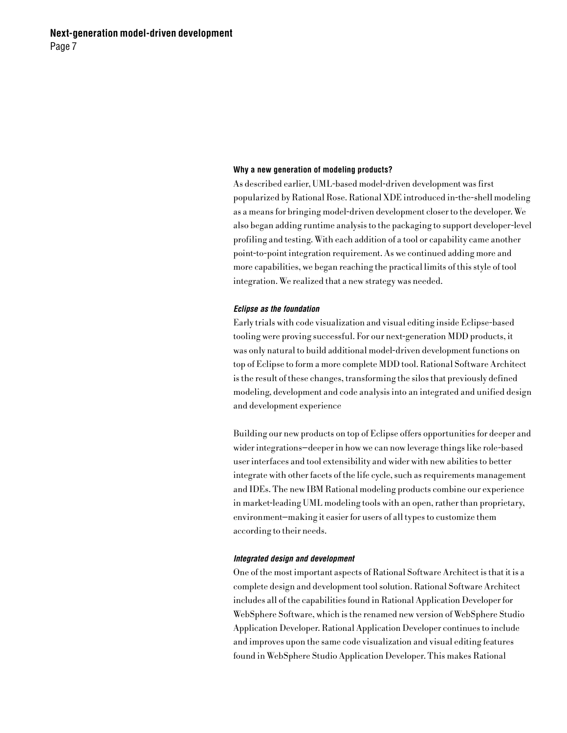### Why a new generation of modeling products?

As described earlier, UML-based model-driven development was first popularized by Rational Rose. Rational XDE introduced in-the-shell modeling as a means for bringing model-driven development closer to the developer. We also began adding runtime analysis to the packaging to support developer-level profiling and testing. With each addition of a tool or capability came another point-to-point integration requirement. As we continued adding more and more capabilities, we began reaching the practical limits of this style of tool integration. We realized that a new strategy was needed.

#### *Eclipse as the foundation*

Early trials with code visualization and visual editing inside Eclipse-based tooling were proving successful. For our next-generation MDD products, it was only natural to build additional model-driven development functions on top of Eclipse to form a more complete MDD tool. Rational Software Architect is the result of these changes, transforming the silos that previously defined modeling, development and code analysis into an integrated and unified design and development experience

Building our new products on top of Eclipse offers opportunities for deeper and wider integrations—deeper in how we can now leverage things like role-based user interfaces and tool extensibility and wider with new abilities to better integrate with other facets of the life cycle, such as requirements management and IDEs. The new IBM Rational modeling products combine our experience in market-leading UML modeling tools with an open, rather than proprietary, environment—making it easier for users of all types to customize them according to their needs.

#### *Integrated design and development*

One of the most important aspects of Rational Software Architect is that it is a complete design and development tool solution. Rational Software Architect includes all of the capabilities found in Rational Application Developer for WebSphere Software, which is the renamed new version of WebSphere Studio Application Developer. Rational Application Developer continues to include and improves upon the same code visualization and visual editing features found in WebSphere Studio Application Developer. This makes Rational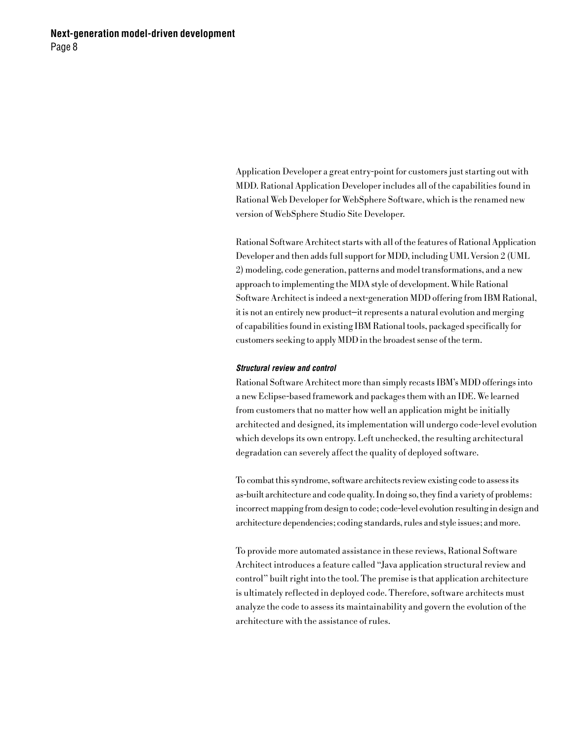Application Developer a great entry-point for customers just starting out with MDD. Rational Application Developer includes all of the capabilities found in Rational Web Developer for WebSphere Software, which is the renamed new version of WebSphere Studio Site Developer.

Rational Software Architect starts with all of the features of Rational Application Developer and then adds full support for MDD, including UML Version 2 (UML 2) modeling, code generation, patterns and model transformations, and a new approach to implementing the MDA style of development. While Rational Software Architect is indeed a next-generation MDD offering from IBM Rational, it is not an entirely new product—it represents a natural evolution and merging of capabilities found in existing IBM Rational tools, packaged specifically for customers seeking to apply MDD in the broadest sense of the term.

### *Structural review and control*

Rational Software Architect more than simply recasts IBM's MDD offerings into a new Eclipse-based framework and packages them with an IDE. We learned from customers that no matter how well an application might be initially architected and designed, its implementation will undergo code-level evolution which develops its own entropy. Left unchecked, the resulting architectural degradation can severely affect the quality of deployed software.

To combat this syndrome, software architects review existing code to assess its as-built architecture and code quality. In doing so, they find a variety of problems: incorrect mapping from design to code; code-level evolution resulting in design and architecture dependencies; coding standards, rules and style issues; and more.

To provide more automated assistance in these reviews, Rational Software Architect introduces a feature called "Java application structural review and control" built right into the tool. The premise is that application architecture is ultimately reflected in deployed code. Therefore, software architects must analyze the code to assess its maintainability and govern the evolution of the architecture with the assistance of rules.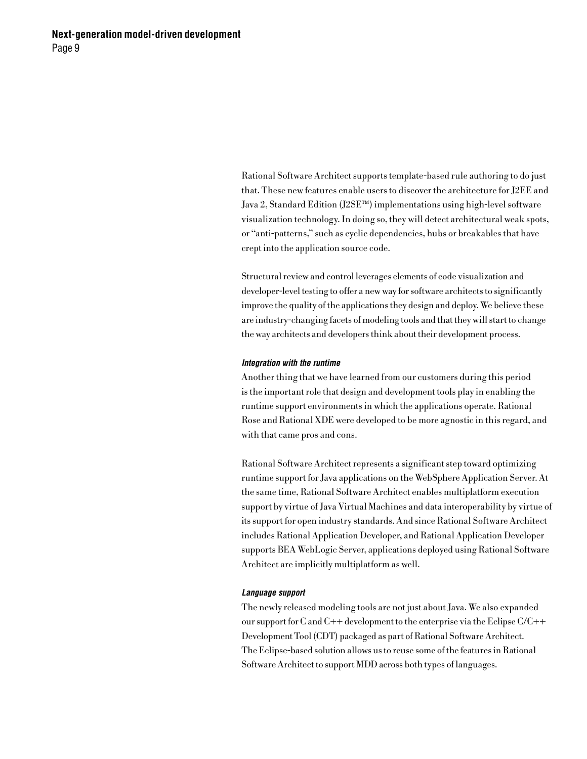Rational Software Architect supports template-based rule authoring to do just that. These new features enable users to discover the architecture for J2EE and Java 2, Standard Edition (J2SE™) implementations using high-level software visualization technology. In doing so, they will detect architectural weak spots, or "anti-patterns," such as cyclic dependencies, hubs or breakables that have crept into the application source code.

Structural review and control leverages elements of code visualization and developer-level testing to offer a new way for software architects to significantly improve the quality of the applications they design and deploy. We believe these are industry-changing facets of modeling tools and that they will start to change the way architects and developers think about their development process.

#### *Integration with the runtime*

Another thing that we have learned from our customers during this period is the important role that design and development tools play in enabling the runtime support environments in which the applications operate. Rational Rose and Rational XDE were developed to be more agnostic in this regard, and with that came pros and cons.

Rational Software Architect represents a significant step toward optimizing runtime support for Java applications on the WebSphere Application Server. At the same time, Rational Software Architect enables multiplatform execution support by virtue of Java Virtual Machines and data interoperability by virtue of its support for open industry standards. And since Rational Software Architect includes Rational Application Developer, and Rational Application Developer supports BEA WebLogic Server, applications deployed using Rational Software Architect are implicitly multiplatform as well.

#### *Language support*

The newly released modeling tools are not just about Java. We also expanded our support for C and C++ development to the enterprise via the Eclipse C/C++ Development Tool (CDT) packaged as part of Rational Software Architect. The Eclipse-based solution allows us to reuse some of the features in Rational Software Architect to support MDD across both types of languages.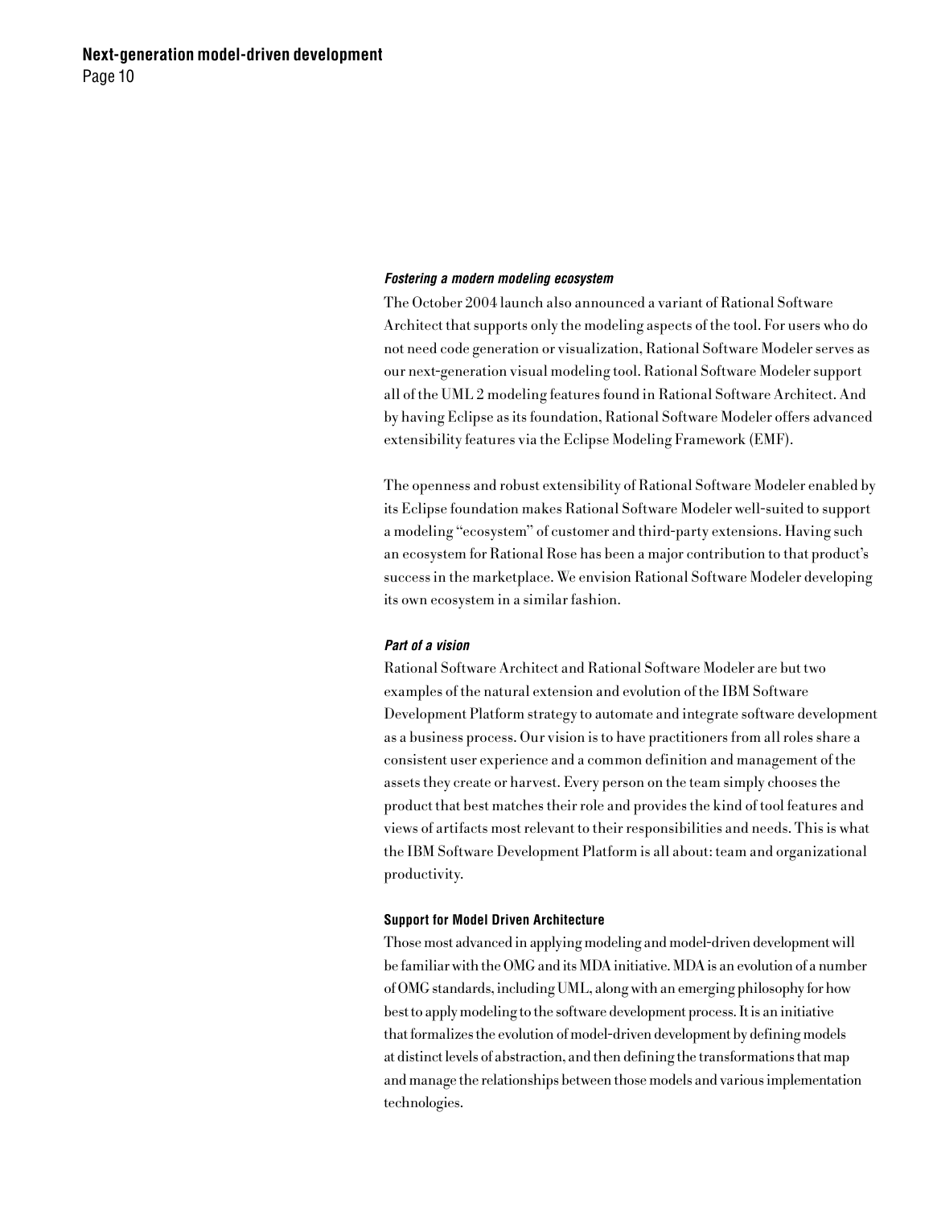#### *Fostering a modern modeling ecosystem*

The October 2004 launch also announced a variant of Rational Software Architect that supports only the modeling aspects of the tool. For users who do not need code generation or visualization, Rational Software Modeler serves as our next-generation visual modeling tool. Rational Software Modeler support all of the UML 2 modeling features found in Rational Software Architect. And by having Eclipse as its foundation, Rational Software Modeler offers advanced extensibility features via the Eclipse Modeling Framework (EMF).

The openness and robust extensibility of Rational Software Modeler enabled by its Eclipse foundation makes Rational Software Modeler well-suited to support a modeling "ecosystem" of customer and third-party extensions. Having such an ecosystem for Rational Rose has been a major contribution to that product's success in the marketplace. We envision Rational Software Modeler developing its own ecosystem in a similar fashion.

#### *Part of a vision*

Rational Software Architect and Rational Software Modeler are but two examples of the natural extension and evolution of the IBM Software Development Platform strategy to automate and integrate software development as a business process. Our vision is to have practitioners from all roles share a consistent user experience and a common definition and management of the assets they create or harvest. Every person on the team simply chooses the product that best matches their role and provides the kind of tool features and views of artifacts most relevant to their responsibilities and needs. This is what the IBM Software Development Platform is all about: team and organizational productivity.

### Support for Model Driven Architecture

Those most advanced in applying modeling and model-driven development will be familiar with the OMG and its MDA initiative. MDA is an evolution of a number of OMG standards, including UML, along with an emerging philosophy for how best to apply modeling to the software development process. It is an initiative that formalizes the evolution of model-driven development by defining models at distinct levels of abstraction, and then defining the transformations that map and manage the relationships between those models and various implementation technologies.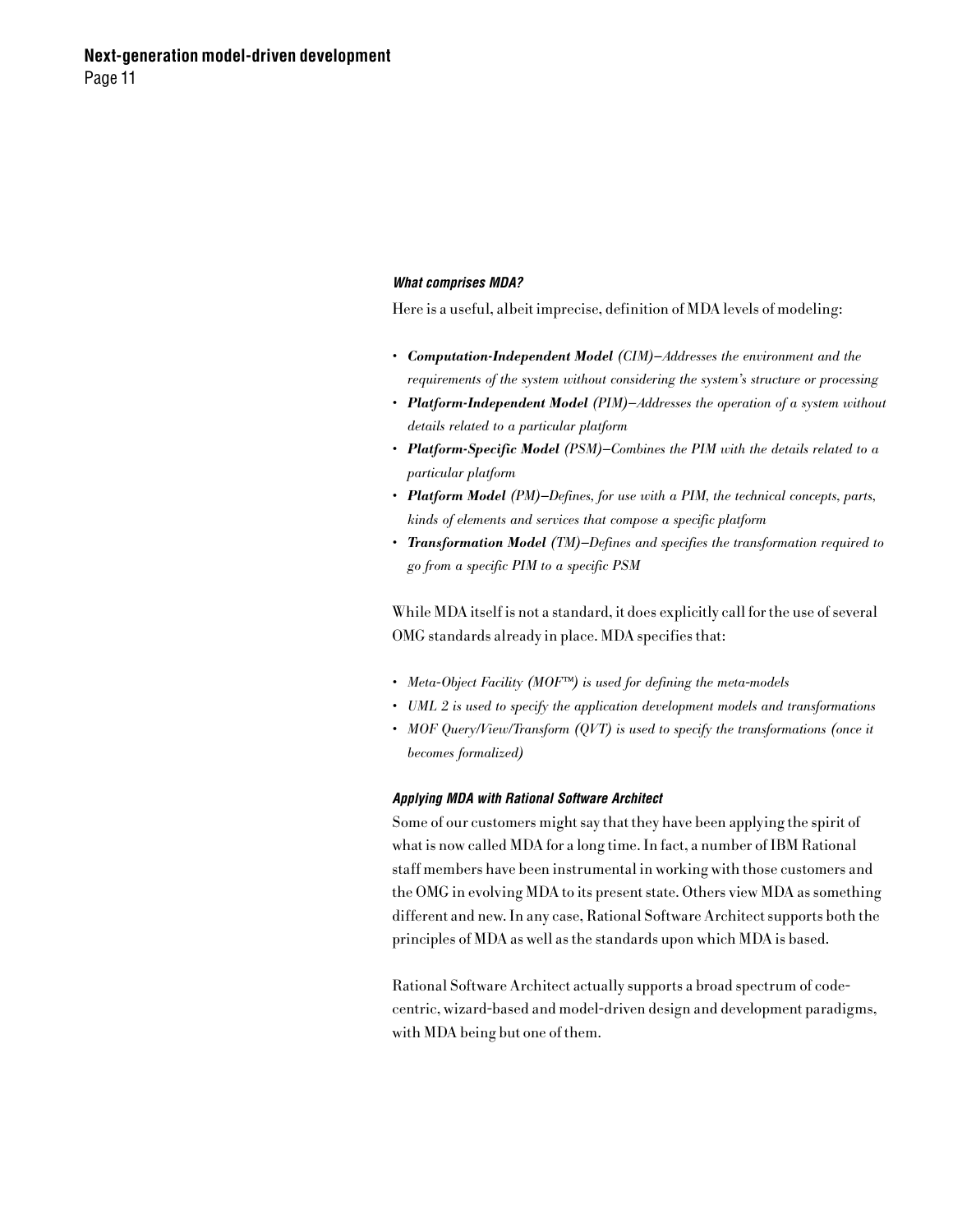### *What comprises MDA?*

Here is a useful, albeit imprecise, definition of MDA levels of modeling:

- ***Computation-Independent Model*** *(CIM)—Addresses the environment and the requirements of the system without considering the system's structure or processing*
- ***Platform-Independent Model*** *(PIM)—Addresses the operation of a system without details related to a particular platform*
- ***Platform-Specific Model*** *(PSM)—Combines the PIM with the details related to a particular platform*
- ***Platform Model*** *(PM)—Defines, for use with a PIM, the technical concepts, parts, kinds of elements and services that compose a specific platform*
- ***Transformation Model*** *(TM)—Defines and specifies the transformation required to go from a specific PIM to a specific PSM*

While MDA itself is not a standard, it does explicitly call for the use of several OMG standards already in place. MDA specifies that:

- *Meta-Object Facility (MOF™) is used for defining the meta-models*
- *UML 2 is used to specify the application development models and transformations*
- *MOF Query/View/Transform (QVT) is used to specify the transformations (once it becomes formalized)*

### *Applying MDA with Rational Software Architect*

Some of our customers might say that they have been applying the spirit of what is now called MDA for a long time. In fact, a number of IBM Rational staff members have been instrumental in working with those customers and the OMG in evolving MDA to its present state. Others view MDA as something different and new. In any case, Rational Software Architect supports both the principles of MDA as well as the standards upon which MDA is based.

Rational Software Architect actually supports a broad spectrum of code-centric, wizard-based and model-driven design and development paradigms, with MDA being but one of them.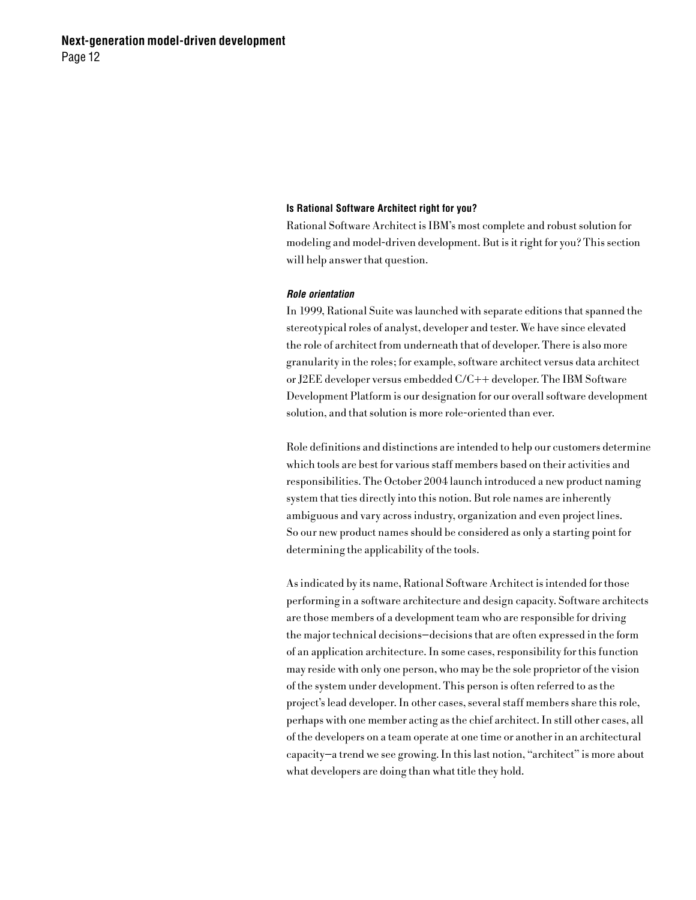### Is Rational Software Architect right for you?

Rational Software Architect is IBM's most complete and robust solution for modeling and model-driven development. But is it right for you? This section will help answer that question.

#### *Role orientation*

In 1999, Rational Suite was launched with separate editions that spanned the stereotypical roles of analyst, developer and tester. We have since elevated the role of architect from underneath that of developer. There is also more granularity in the roles; for example, software architect versus data architect or J2EE developer versus embedded C/C++ developer. The IBM Software Development Platform is our designation for our overall software development solution, and that solution is more role-oriented than ever.

Role definitions and distinctions are intended to help our customers determine which tools are best for various staff members based on their activities and responsibilities. The October 2004 launch introduced a new product naming system that ties directly into this notion. But role names are inherently ambiguous and vary across industry, organization and even project lines. So our new product names should be considered as only a starting point for determining the applicability of the tools.

As indicated by its name, Rational Software Architect is intended for those performing in a software architecture and design capacity. Software architects are those members of a development team who are responsible for driving the major technical decisions—decisions that are often expressed in the form of an application architecture. In some cases, responsibility for this function may reside with only one person, who may be the sole proprietor of the vision of the system under development. This person is often referred to as the project's lead developer. In other cases, several staff members share this role, perhaps with one member acting as the chief architect. In still other cases, all of the developers on a team operate at one time or another in an architectural capacity—a trend we see growing. In this last notion, "architect" is more about what developers are doing than what title they hold.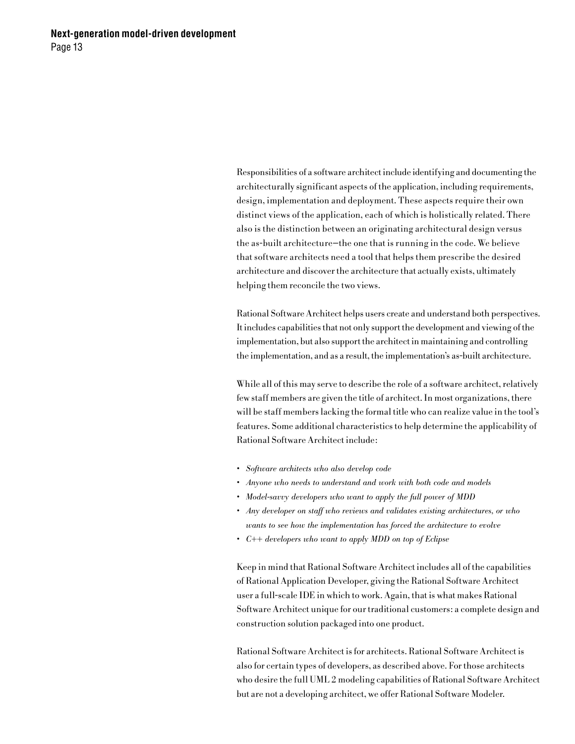Responsibilities of a software architect include identifying and documenting the architecturally significant aspects of the application, including requirements, design, implementation and deployment. These aspects require their own distinct views of the application, each of which is holistically related. There also is the distinction between an originating architectural design versus the as-built architecture—the one that is running in the code. We believe that software architects need a tool that helps them prescribe the desired architecture and discover the architecture that actually exists, ultimately helping them reconcile the two views.

Rational Software Architect helps users create and understand both perspectives. It includes capabilities that not only support the development and viewing of the implementation, but also support the architect in maintaining and controlling the implementation, and as a result, the implementation's as-built architecture.

While all of this may serve to describe the role of a software architect, relatively few staff members are given the title of architect. In most organizations, there will be staff members lacking the formal title who can realize value in the tool's features. Some additional characteristics to help determine the applicability of Rational Software Architect include:

- *Software architects who also develop code*
- *Anyone who needs to understand and work with both code and models*
- *Model-savvy developers who want to apply the full power of MDD*
- *Any developer on staff who reviews and validates existing architectures, or who wants to see how the implementation has forced the architecture to evolve*
- *C++ developers who want to apply MDD on top of Eclipse*

Keep in mind that Rational Software Architect includes all of the capabilities of Rational Application Developer, giving the Rational Software Architect user a full-scale IDE in which to work. Again, that is what makes Rational Software Architect unique for our traditional customers: a complete design and construction solution packaged into one product.

Rational Software Architect is for architects. Rational Software Architect is also for certain types of developers, as described above. For those architects who desire the full UML 2 modeling capabilities of Rational Software Architect but are not a developing architect, we offer Rational Software Modeler.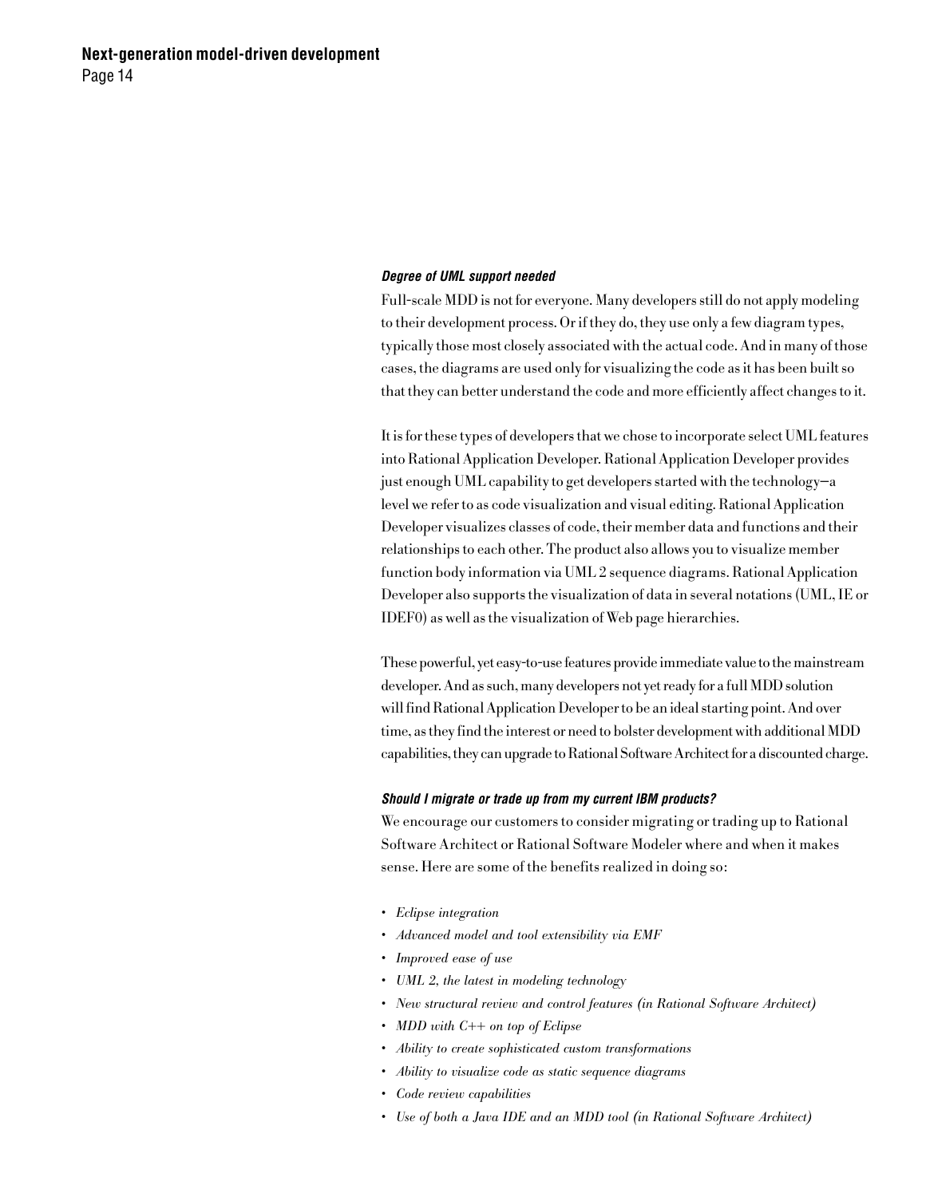### *Degree of UML support needed*

Full-scale MDD is not for everyone. Many developers still do not apply modeling to their development process. Or if they do, they use only a few diagram types, typically those most closely associated with the actual code. And in many of those cases, the diagrams are used only for visualizing the code as it has been built so that they can better understand the code and more efficiently affect changes to it.

It is for these types of developers that we chose to incorporate select UML features into Rational Application Developer. Rational Application Developer provides just enough UML capability to get developers started with the technology—a level we refer to as code visualization and visual editing. Rational Application Developer visualizes classes of code, their member data and functions and their relationships to each other. The product also allows you to visualize member function body information via UML 2 sequence diagrams. Rational Application Developer also supports the visualization of data in several notations (UML, IE or IDEF0) as well as the visualization of Web page hierarchies.

These powerful, yet easy-to-use features provide immediate value to the mainstream developer. And as such, many developers not yet ready for a full MDD solution will find Rational Application Developer to be an ideal starting point. And over time, as they find the interest or need to bolster development with additional MDD capabilities, they can upgrade to Rational Software Architect for a discounted charge.

### *Should I migrate or trade up from my current IBM products?*

We encourage our customers to consider migrating or trading up to Rational Software Architect or Rational Software Modeler where and when it makes sense. Here are some of the benefits realized in doing so:

- *Eclipse integration*
- *Advanced model and tool extensibility via EMF*
- *Improved ease of use*
- *UML 2, the latest in modeling technology*
- *New structural review and control features (in Rational Software Architect)*
- *MDD with C++ on top of Eclipse*
- *Ability to create sophisticated custom transformations*
- *Ability to visualize code as static sequence diagrams*
- *Code review capabilities*
- *Use of both a Java IDE and an MDD tool (in Rational Software Architect)*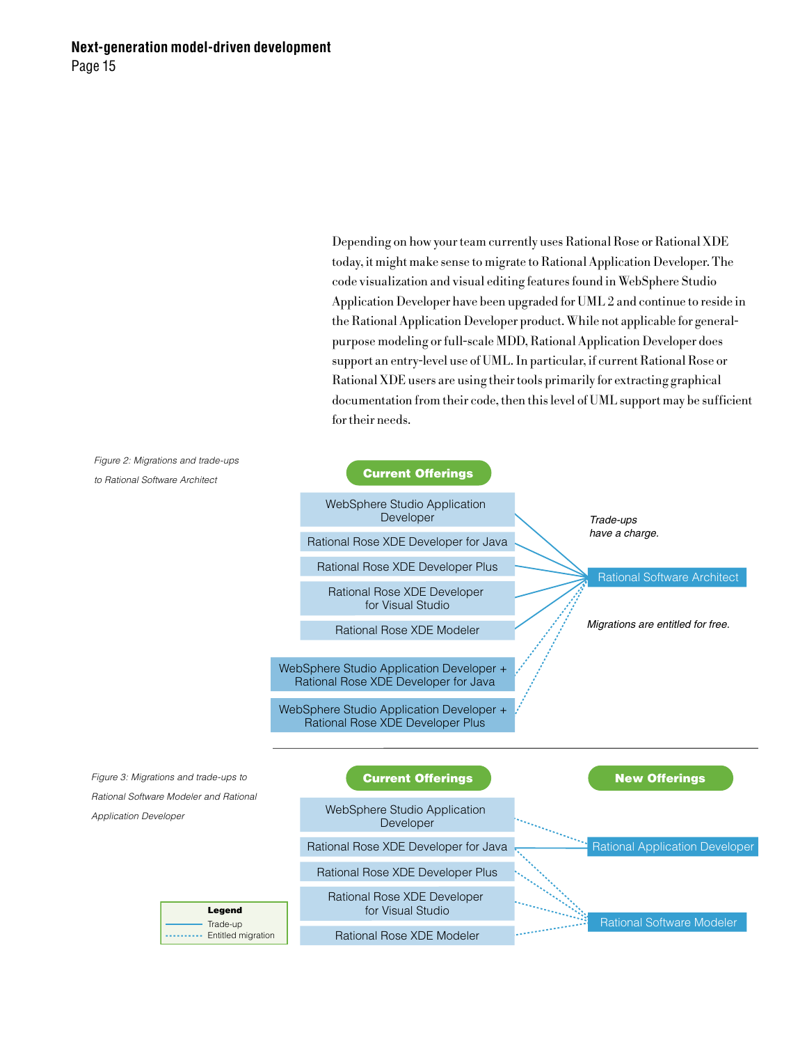Depending on how your team currently uses Rational Rose or Rational XDE today, it might make sense to migrate to Rational Application Developer. The code visualization and visual editing features found in WebSphere Studio Application Developer have been upgraded for UML 2 and continue to reside in the Rational Application Developer product. While not applicable for general-purpose modeling or full-scale MDD, Rational Application Developer does support an entry-level use of UML. In particular, if current Rational Rose or Rational XDE users are using their tools primarily for extracting graphical documentation from their code, then this level of UML support may be sufficient for their needs.

*Figure 2: Migrations and trade-ups to Rational Software Architect*

**Current Offerings**

- WebSphere Studio Application Developer
- Rational Rose XDE Developer for Java
- Rational Rose XDE Developer Plus
- Rational Rose XDE Developer for Visual Studio
- Rational Rose XDE Modeler
- WebSphere Studio Application Developer + Rational Rose XDE Developer for Java
- WebSphere Studio Application Developer + Rational Rose XDE Developer Plus

→ Rational Software Architect

*Trade-ups have a charge.*

*Migrations are entitled for free.*

*Figure 3: Migrations and trade-ups to Rational Software Modeler and Rational Application Developer*

| Current Offerings | New Offerings |
| --- | --- |
| WebSphere Studio Application Developer | Rational Application Developer (entitled migration) |
| Rational Rose XDE Developer for Java | Rational Application Developer (trade-up); Rational Software Modeler (entitled migration) |
| Rational Rose XDE Developer Plus | Rational Software Modeler (entitled migration) |
| Rational Rose XDE Developer for Visual Studio | Rational Software Modeler (entitled migration) |
| Rational Rose XDE Modeler | Rational Software Modeler (entitled migration) |

**Legend**
- Trade-up (solid line)
- Entitled migration (dotted line)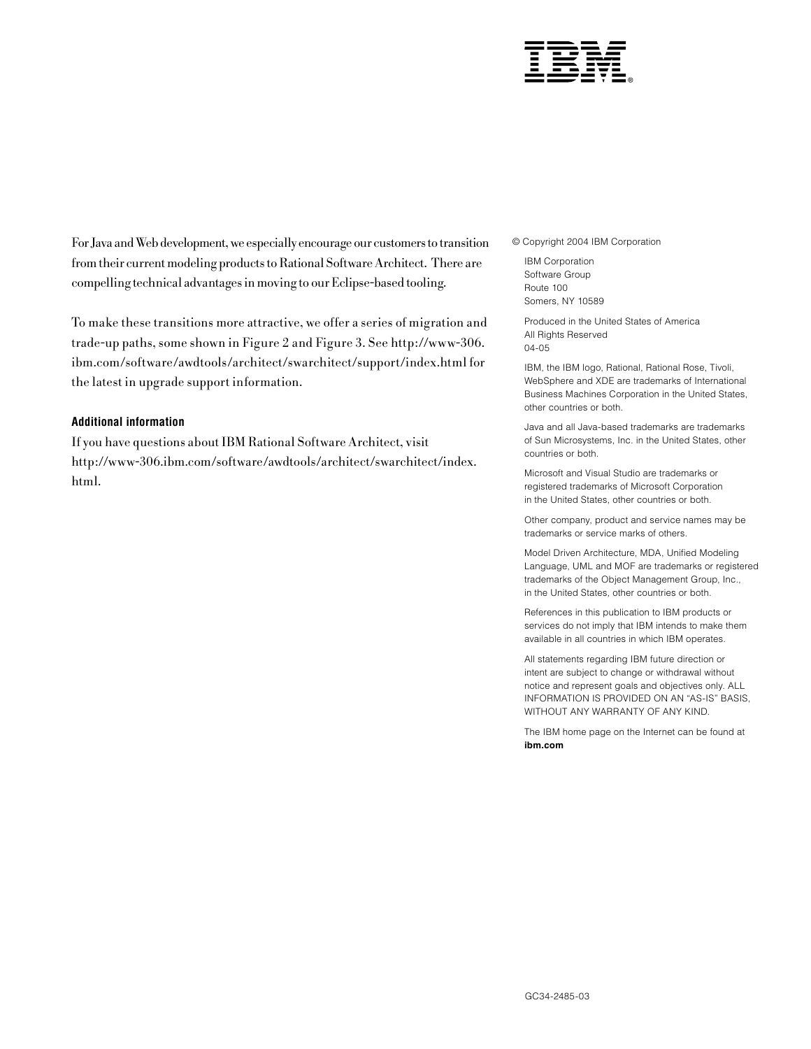For Java and Web development, we especially encourage our customers to transition from their current modeling products to Rational Software Architect. There are compelling technical advantages in moving to our Eclipse-based tooling.

To make these transitions more attractive, we offer a series of migration and trade-up paths, some shown in Figure 2 and Figure 3. See http://www-306.ibm.com/software/awdtools/architect/swarchitect/support/index.html for the latest in upgrade support information.

### Additional information

If you have questions about IBM Rational Software Architect, visit http://www-306.ibm.com/software/awdtools/architect/swarchitect/index.html.

© Copyright 2004 IBM Corporation

IBM Corporation
Software Group
Route 100
Somers, NY 10589

Produced in the United States of America
All Rights Reserved
04-05

IBM, the IBM logo, Rational, Rational Rose, Tivoli, WebSphere and XDE are trademarks of International Business Machines Corporation in the United States, other countries or both.

Java and all Java-based trademarks are trademarks of Sun Microsystems, Inc. in the United States, other countries or both.

Microsoft and Visual Studio are trademarks or registered trademarks of Microsoft Corporation in the United States, other countries or both.

Other company, product and service names may be trademarks or service marks of others.

Model Driven Architecture, MDA, Unified Modeling Language, UML and MOF are trademarks or registered trademarks of the Object Management Group, Inc., in the United States, other countries or both.

References in this publication to IBM products or services do not imply that IBM intends to make them available in all countries in which IBM operates.

All statements regarding IBM future direction or intent are subject to change or withdrawal without notice and represent goals and objectives only. ALL INFORMATION IS PROVIDED ON AN "AS-IS" BASIS, WITHOUT ANY WARRANTY OF ANY KIND.

The IBM home page on the Internet can be found at **ibm.com**

GC34-2485-03